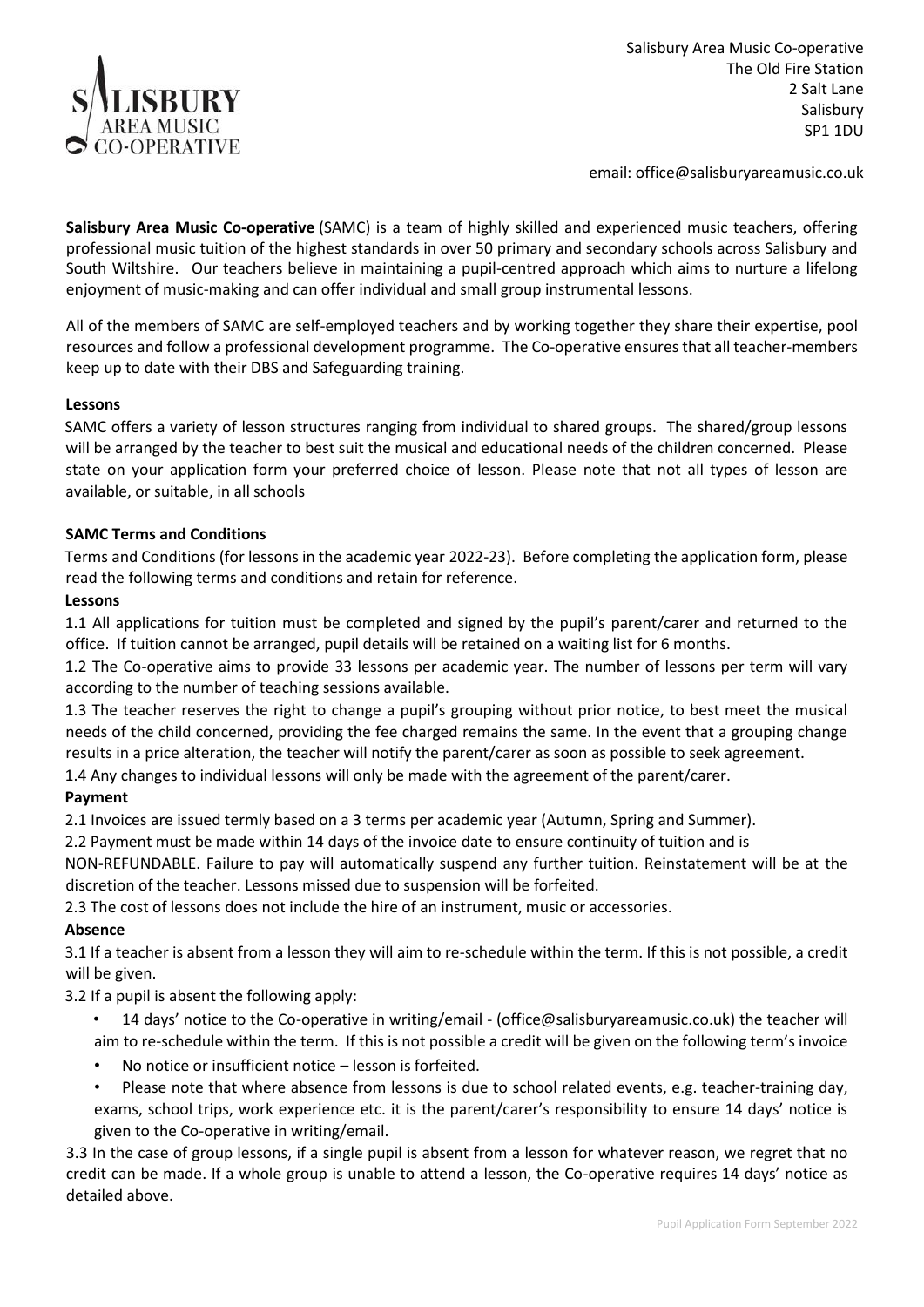Salisbury Area Music Co-operative
The Old Fire Station
2 Salt Lane
Salisbury
SP1 1DU

email: office@salisburyareamusic.co.uk

**Salisbury Area Music Co-operative** (SAMC) is a team of highly skilled and experienced music teachers, offering professional music tuition of the highest standards in over 50 primary and secondary schools across Salisbury and South Wiltshire. Our teachers believe in maintaining a pupil-centred approach which aims to nurture a lifelong enjoyment of music-making and can offer individual and small group instrumental lessons.

All of the members of SAMC are self-employed teachers and by working together they share their expertise, pool resources and follow a professional development programme. The Co-operative ensures that all teacher-members keep up to date with their DBS and Safeguarding training.

**Lessons**

SAMC offers a variety of lesson structures ranging from individual to shared groups. The shared/group lessons will be arranged by the teacher to best suit the musical and educational needs of the children concerned. Please state on your application form your preferred choice of lesson. Please note that not all types of lesson are available, or suitable, in all schools

**SAMC Terms and Conditions**

Terms and Conditions (for lessons in the academic year 2022-23). Before completing the application form, please read the following terms and conditions and retain for reference.

**Lessons**

1.1 All applications for tuition must be completed and signed by the pupil's parent/carer and returned to the office. If tuition cannot be arranged, pupil details will be retained on a waiting list for 6 months.

1.2 The Co-operative aims to provide 33 lessons per academic year. The number of lessons per term will vary according to the number of teaching sessions available.

1.3 The teacher reserves the right to change a pupil's grouping without prior notice, to best meet the musical needs of the child concerned, providing the fee charged remains the same. In the event that a grouping change results in a price alteration, the teacher will notify the parent/carer as soon as possible to seek agreement.

1.4 Any changes to individual lessons will only be made with the agreement of the parent/carer.

**Payment**

2.1 Invoices are issued termly based on a 3 terms per academic year (Autumn, Spring and Summer).

2.2 Payment must be made within 14 days of the invoice date to ensure continuity of tuition and is NON-REFUNDABLE. Failure to pay will automatically suspend any further tuition. Reinstatement will be at the discretion of the teacher. Lessons missed due to suspension will be forfeited.

2.3 The cost of lessons does not include the hire of an instrument, music or accessories.

**Absence**

3.1 If a teacher is absent from a lesson they will aim to re-schedule within the term. If this is not possible, a credit will be given.

3.2 If a pupil is absent the following apply:

- 14 days' notice to the Co-operative in writing/email - (office@salisburyareamusic.co.uk) the teacher will aim to re-schedule within the term. If this is not possible a credit will be given on the following term's invoice
- No notice or insufficient notice – lesson is forfeited.
- Please note that where absence from lessons is due to school related events, e.g. teacher-training day, exams, school trips, work experience etc. it is the parent/carer's responsibility to ensure 14 days' notice is given to the Co-operative in writing/email.

3.3 In the case of group lessons, if a single pupil is absent from a lesson for whatever reason, we regret that no credit can be made. If a whole group is unable to attend a lesson, the Co-operative requires 14 days' notice as detailed above.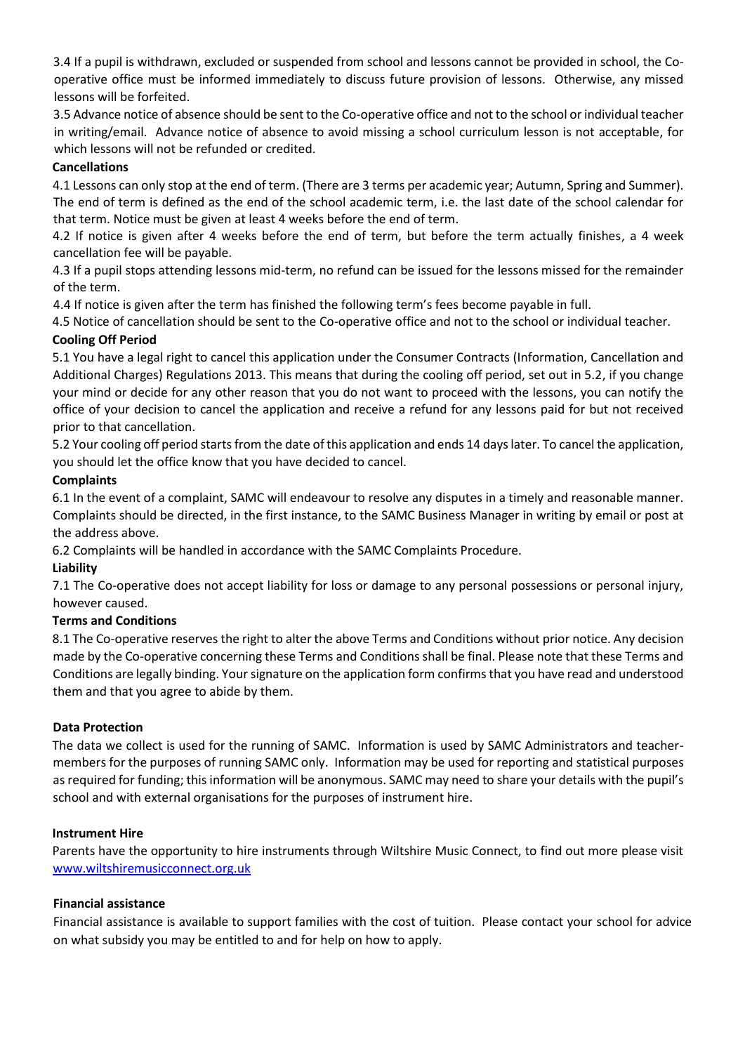3.4 If a pupil is withdrawn, excluded or suspended from school and lessons cannot be provided in school, the Co-operative office must be informed immediately to discuss future provision of lessons. Otherwise, any missed lessons will be forfeited.

3.5 Advance notice of absence should be sent to the Co-operative office and not to the school or individual teacher in writing/email. Advance notice of absence to avoid missing a school curriculum lesson is not acceptable, for which lessons will not be refunded or credited.

**Cancellations**

4.1 Lessons can only stop at the end of term. (There are 3 terms per academic year; Autumn, Spring and Summer). The end of term is defined as the end of the school academic term, i.e. the last date of the school calendar for that term. Notice must be given at least 4 weeks before the end of term.

4.2 If notice is given after 4 weeks before the end of term, but before the term actually finishes, a 4 week cancellation fee will be payable.

4.3 If a pupil stops attending lessons mid-term, no refund can be issued for the lessons missed for the remainder of the term.

4.4 If notice is given after the term has finished the following term's fees become payable in full.

4.5 Notice of cancellation should be sent to the Co-operative office and not to the school or individual teacher.

**Cooling Off Period**

5.1 You have a legal right to cancel this application under the Consumer Contracts (Information, Cancellation and Additional Charges) Regulations 2013. This means that during the cooling off period, set out in 5.2, if you change your mind or decide for any other reason that you do not want to proceed with the lessons, you can notify the office of your decision to cancel the application and receive a refund for any lessons paid for but not received prior to that cancellation.

5.2 Your cooling off period starts from the date of this application and ends 14 days later. To cancel the application, you should let the office know that you have decided to cancel.

**Complaints**

6.1 In the event of a complaint, SAMC will endeavour to resolve any disputes in a timely and reasonable manner. Complaints should be directed, in the first instance, to the SAMC Business Manager in writing by email or post at the address above.

6.2 Complaints will be handled in accordance with the SAMC Complaints Procedure.

**Liability**

7.1 The Co-operative does not accept liability for loss or damage to any personal possessions or personal injury, however caused.

**Terms and Conditions**

8.1 The Co-operative reserves the right to alter the above Terms and Conditions without prior notice. Any decision made by the Co-operative concerning these Terms and Conditions shall be final. Please note that these Terms and Conditions are legally binding. Your signature on the application form confirms that you have read and understood them and that you agree to abide by them.

**Data Protection**

The data we collect is used for the running of SAMC. Information is used by SAMC Administrators and teacher-members for the purposes of running SAMC only. Information may be used for reporting and statistical purposes as required for funding; this information will be anonymous. SAMC may need to share your details with the pupil's school and with external organisations for the purposes of instrument hire.

**Instrument Hire**

Parents have the opportunity to hire instruments through Wiltshire Music Connect, to find out more please visit [www.wiltshiremusicconnect.org.uk](www.wiltshiremusicconnect.org.uk)

**Financial assistance**

Financial assistance is available to support families with the cost of tuition. Please contact your school for advice on what subsidy you may be entitled to and for help on how to apply.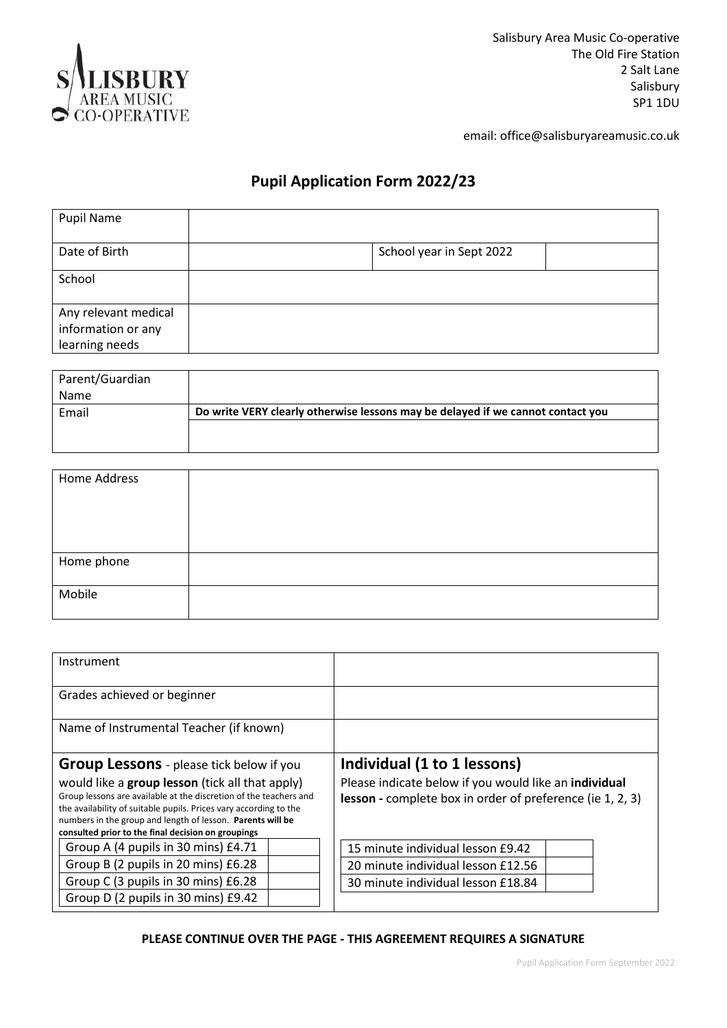Salisbury Area Music Co-operative
The Old Fire Station
2 Salt Lane
Salisbury
SP1 1DU

email: office@salisburyareamusic.co.uk

# Pupil Application Form 2022/23

| | | | |
|---|---|---|---|
| Pupil Name | | | |
| Date of Birth | | School year in Sept 2022 | |
| School | | | |
| Any relevant medical information or any learning needs | | | |

| | |
|---|---|
| Parent/Guardian Name | |
| Email | **Do write VERY clearly otherwise lessons may be delayed if we cannot contact you** |

| | |
|---|---|
| Home Address | |
| Home phone | |
| Mobile | |

| | |
|---|---|
| Instrument | |
| Grades achieved or beginner | |
| Name of Instrumental Teacher (if known) | |

**Group Lessons** - please tick below if you would like a **group lesson** (tick all that apply)

Group lessons are available at the discretion of the teachers and the availability of suitable pupils. Prices vary according to the numbers in the group and length of lesson. **Parents will be consulted prior to the final decision on groupings**

| | |
|---|---|
| Group A (4 pupils in 30 mins) £4.71 | |
| Group B (2 pupils in 20 mins) £6.28 | |
| Group C (3 pupils in 30 mins) £6.28 | |
| Group D (2 pupils in 30 mins) £9.42 | |

**Individual (1 to 1 lessons)**

Please indicate below if you would like an **individual lesson -** complete box in order of preference (ie 1, 2, 3)

| | |
|---|---|
| 15 minute individual lesson £9.42 | |
| 20 minute individual lesson £12.56 | |
| 30 minute individual lesson £18.84 | |

**PLEASE CONTINUE OVER THE PAGE - THIS AGREEMENT REQUIRES A SIGNATURE**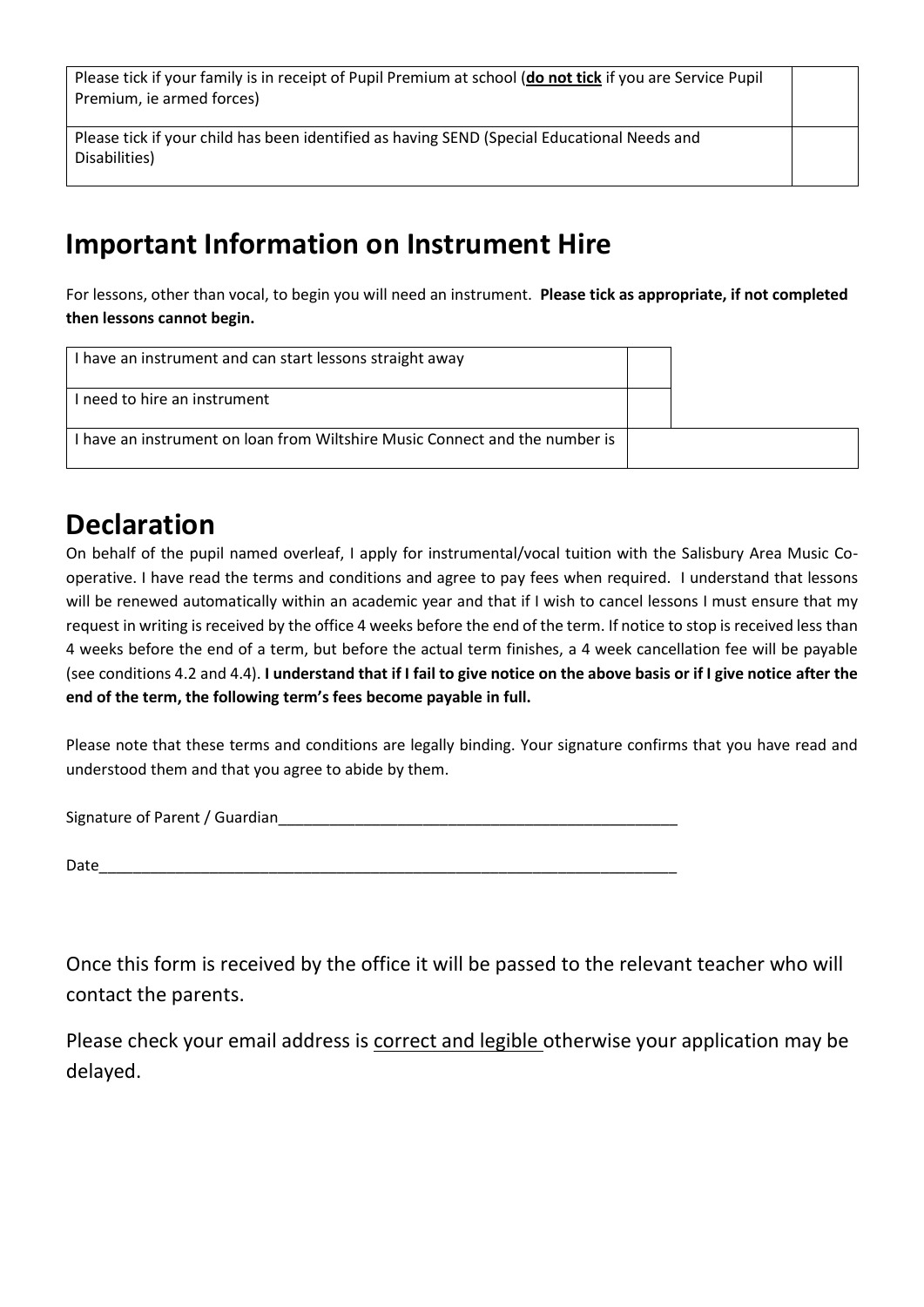| | |
|---|---|
| Please tick if your family is in receipt of Pupil Premium at school (**<u>do not tick</u>** if you are Service Pupil Premium, ie armed forces) | |
| Please tick if your child has been identified as having SEND (Special Educational Needs and Disabilities) | |

# Important Information on Instrument Hire

For lessons, other than vocal, to begin you will need an instrument. **Please tick as appropriate, if not completed then lessons cannot begin.**

| | |
|---|---|
| I have an instrument and can start lessons straight away | |
| I need to hire an instrument | |
| I have an instrument on loan from Wiltshire Music Connect and the number is | |

# Declaration

On behalf of the pupil named overleaf, I apply for instrumental/vocal tuition with the Salisbury Area Music Co-operative. I have read the terms and conditions and agree to pay fees when required. I understand that lessons will be renewed automatically within an academic year and that if I wish to cancel lessons I must ensure that my request in writing is received by the office 4 weeks before the end of the term. If notice to stop is received less than 4 weeks before the end of a term, but before the actual term finishes, a 4 week cancellation fee will be payable (see conditions 4.2 and 4.4). **I understand that if I fail to give notice on the above basis or if I give notice after the end of the term, the following term's fees become payable in full.**

Please note that these terms and conditions are legally binding. Your signature confirms that you have read and understood them and that you agree to abide by them.

Signature of Parent / Guardian_________________________________________________

Date______________________________________________________________________

Once this form is received by the office it will be passed to the relevant teacher who will contact the parents.

Please check your email address is <u>correct and legible</u> otherwise your application may be delayed.